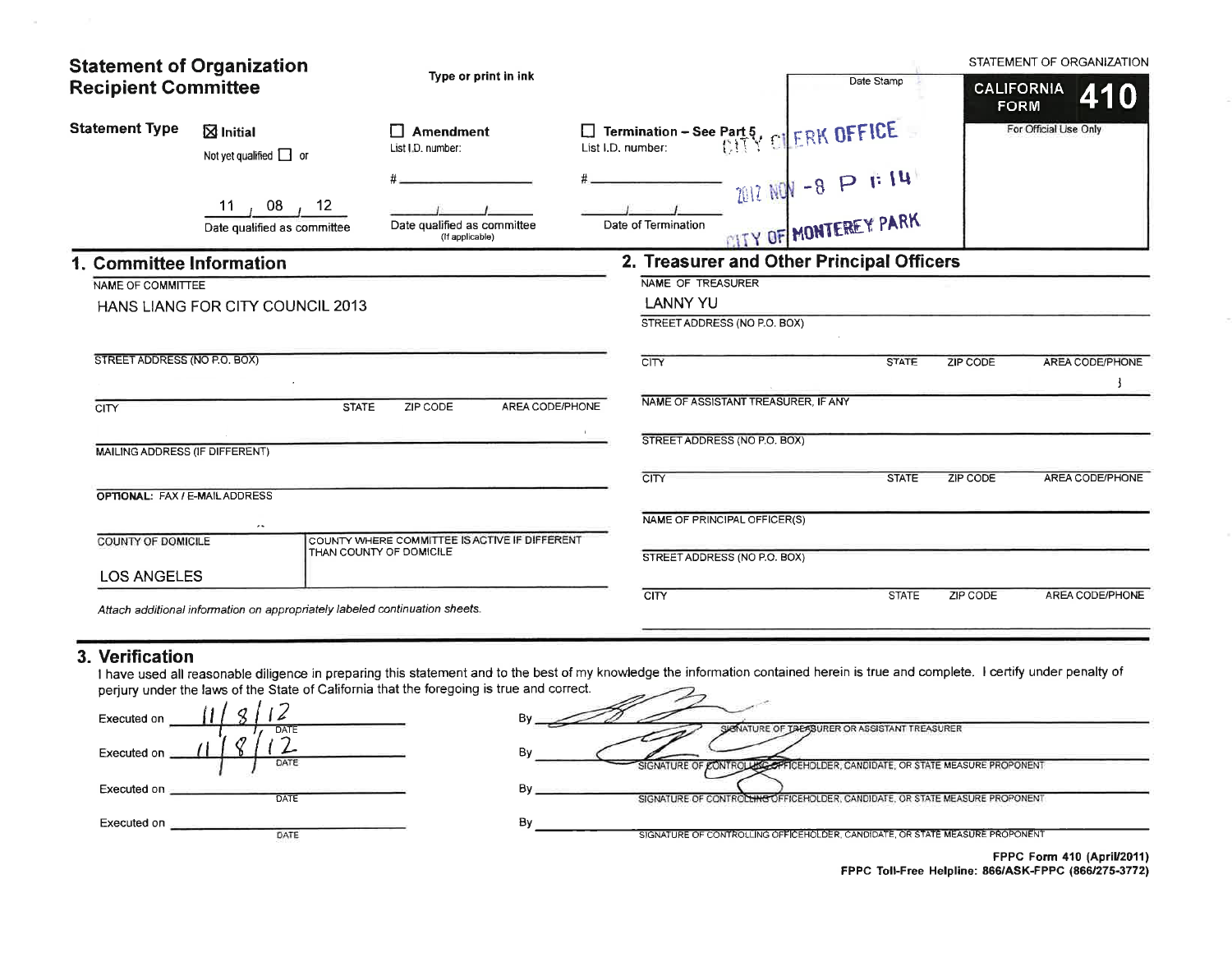# Statement of Organization Recipient Committee

Type or print in ink

STATEMENT OF ORGANIZATION

**CALIFORNIA FORM 410**

For Official Use Only

Date Stamp

CITY CLERK OFFICE
2012 NOV -8 P 1:14
CITY OF MONTEREY PARK

**Statement Type**

- ☒ **Initial** — Not yet qualified ☐ or — 11 / 08 / 12 — Date qualified as committee
- ☐ **Amendment** — List I.D. number: # ________ — Date qualified as committee (If applicable)
- ☐ **Termination – See Part 5** — List I.D. number: # ________ — Date of Termination

## 1. Committee Information

NAME OF COMMITTEE

HANS LIANG FOR CITY COUNCIL 2013

STREET ADDRESS (NO P.O. BOX)

| CITY | STATE | ZIP CODE | AREA CODE/PHONE |
|---|---|---|---|
| | | | |

MAILING ADDRESS (IF DIFFERENT)

OPTIONAL: FAX / E-MAIL ADDRESS

| COUNTY OF DOMICILE | COUNTY WHERE COMMITTEE IS ACTIVE IF DIFFERENT THAN COUNTY OF DOMICILE |
|---|---|
| LOS ANGELES | |

*Attach additional information on appropriately labeled continuation sheets.*

## 2. Treasurer and Other Principal Officers

NAME OF TREASURER

LANNY YU

STREET ADDRESS (NO P.O. BOX)

| CITY | STATE | ZIP CODE | AREA CODE/PHONE |
|---|---|---|---|
| | | | |

NAME OF ASSISTANT TREASURER, IF ANY

STREET ADDRESS (NO P.O. BOX)

| CITY | STATE | ZIP CODE | AREA CODE/PHONE |
|---|---|---|---|
| | | | |

NAME OF PRINCIPAL OFFICER(S)

STREET ADDRESS (NO P.O. BOX)

| CITY | STATE | ZIP CODE | AREA CODE/PHONE |
|---|---|---|---|
| | | | |

## 3. Verification

I have used all reasonable diligence in preparing this statement and to the best of my knowledge the information contained herein is true and complete. I certify under penalty of perjury under the laws of the State of California that the foregoing is true and correct.

| Executed on | DATE | By | |
|---|---|---|---|
| Executed on | 11/8/12 | By | [signature] SIGNATURE OF TREASURER OR ASSISTANT TREASURER |
| Executed on | 11/8/12 | By | [signature] SIGNATURE OF CONTROLLING OFFICEHOLDER, CANDIDATE, OR STATE MEASURE PROPONENT |
| Executed on | | By | SIGNATURE OF CONTROLLING OFFICEHOLDER, CANDIDATE, OR STATE MEASURE PROPONENT |
| Executed on | | By | SIGNATURE OF CONTROLLING OFFICEHOLDER, CANDIDATE, OR STATE MEASURE PROPONENT |

**FPPC Form 410 (April/2011)**
**FPPC Toll-Free Helpline: 866/ASK-FPPC (866/275-3772)**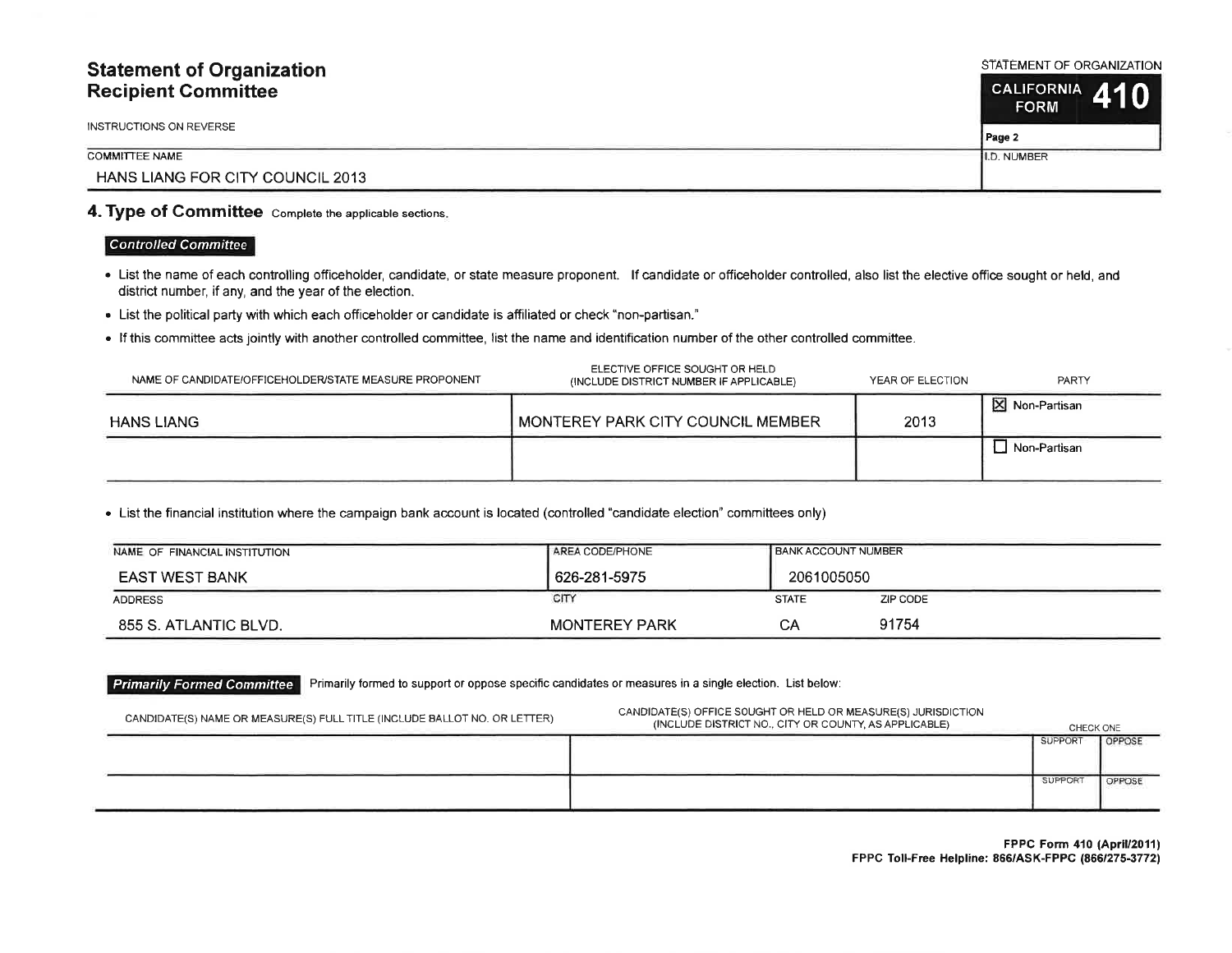# Statement of Organization
## Recipient Committee

STATEMENT OF ORGANIZATION

**CALIFORNIA FORM 410**

Page 2

INSTRUCTIONS ON REVERSE

| COMMITTEE NAME | I.D. NUMBER |
|---|---|
| HANS LIANG FOR CITY COUNCIL 2013 | |

## 4. Type of Committee

Complete the applicable sections.

### *Controlled Committee*

- List the name of each controlling officeholder, candidate, or state measure proponent. If candidate or officeholder controlled, also list the elective office sought or held, and district number, if any, and the year of the election.
- List the political party with which each officeholder or candidate is affiliated or check "non-partisan."
- If this committee acts jointly with another controlled committee, list the name and identification number of the other controlled committee.

| NAME OF CANDIDATE/OFFICEHOLDER/STATE MEASURE PROPONENT | ELECTIVE OFFICE SOUGHT OR HELD (INCLUDE DISTRICT NUMBER IF APPLICABLE) | YEAR OF ELECTION | PARTY |
|---|---|---|---|
| HANS LIANG | MONTEREY PARK CITY COUNCIL MEMBER | 2013 | ☒ Non-Partisan |
| | | | ☐ Non-Partisan |

- List the financial institution where the campaign bank account is located (controlled "candidate election" committees only)

| NAME OF FINANCIAL INSTITUTION | AREA CODE/PHONE | BANK ACCOUNT NUMBER | |
|---|---|---|---|
| EAST WEST BANK | 626-281-5975 | 2061005050 | |
| **ADDRESS** | **CITY** | **STATE** | **ZIP CODE** |
| 855 S. ATLANTIC BLVD. | MONTEREY PARK | CA | 91754 |

### *Primarily Formed Committee*

Primarily formed to support or oppose specific candidates or measures in a single election. List below:

| CANDIDATE(S) NAME OR MEASURE(S) FULL TITLE (INCLUDE BALLOT NO. OR LETTER) | CANDIDATE(S) OFFICE SOUGHT OR HELD OR MEASURE(S) JURISDICTION (INCLUDE DISTRICT NO., CITY OR COUNTY, AS APPLICABLE) | CHECK ONE | |
|---|---|---|---|
| | | SUPPORT | OPPOSE |
| | | SUPPORT | OPPOSE |

FPPC Form 410 (April/2011)
FPPC Toll-Free Helpline: 866/ASK-FPPC (866/275-3772)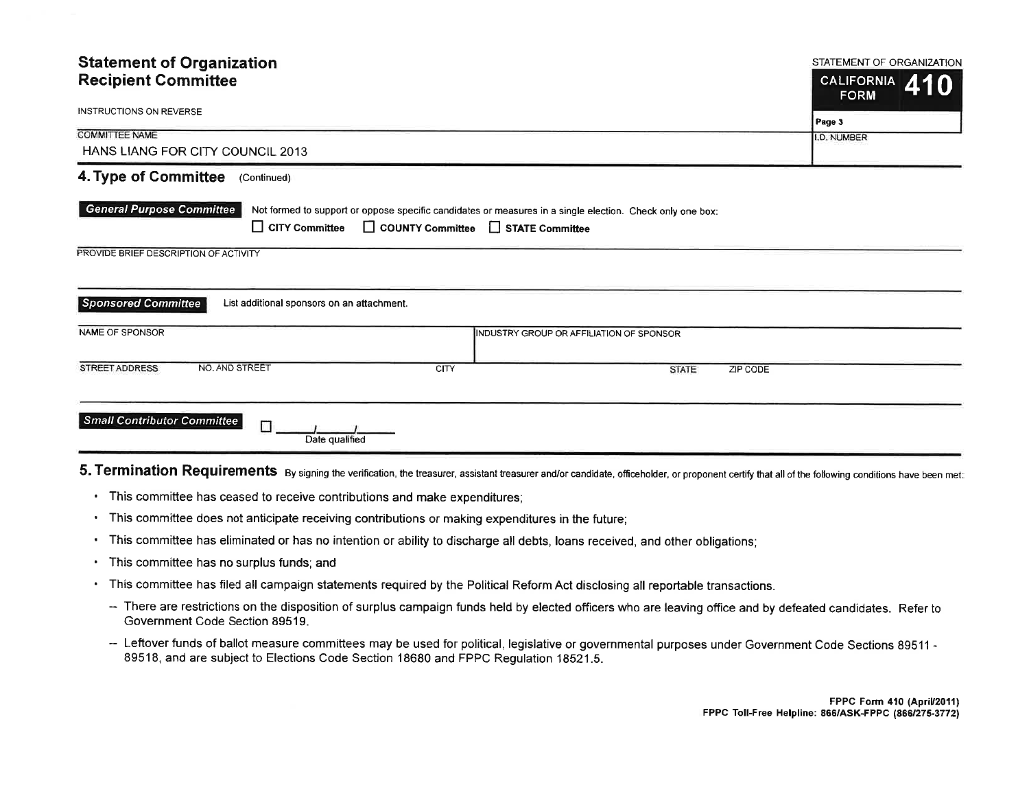# Statement of Organization Recipient Committee

STATEMENT OF ORGANIZATION
CALIFORNIA FORM **410**

INSTRUCTIONS ON REVERSE

Page 3

COMMITTEE NAME
HANS LIANG FOR CITY COUNCIL 2013

I.D. NUMBER

## 4. Type of Committee (Continued)

**General Purpose Committee** Not formed to support or oppose specific candidates or measures in a single election. Check only one box:

☐ CITY Committee ☐ COUNTY Committee ☐ STATE Committee

PROVIDE BRIEF DESCRIPTION OF ACTIVITY

**Sponsored Committee** List additional sponsors on an attachment.

| NAME OF SPONSOR | | | INDUSTRY GROUP OR AFFILIATION OF SPONSOR | |
|---|---|---|---|---|
| STREET ADDRESS NO. AND STREET | CITY | | STATE | ZIP CODE |

**Small Contributor Committee** ☐ ___/___/___ Date qualified

## 5. Termination Requirements

By signing the verification, the treasurer, assistant treasurer and/or candidate, officeholder, or proponent certify that all of the following conditions have been met:

- This committee has ceased to receive contributions and make expenditures;
- This committee does not anticipate receiving contributions or making expenditures in the future;
- This committee has eliminated or has no intention or ability to discharge all debts, loans received, and other obligations;
- This committee has no surplus funds; and
- This committee has filed all campaign statements required by the Political Reform Act disclosing all reportable transactions.
  - -- There are restrictions on the disposition of surplus campaign funds held by elected officers who are leaving office and by defeated candidates. Refer to Government Code Section 89519.
  - -- Leftover funds of ballot measure committees may be used for political, legislative or governmental purposes under Government Code Sections 89511 - 89518, and are subject to Elections Code Section 18680 and FPPC Regulation 18521.5.

FPPC Form 410 (April/2011)
FPPC Toll-Free Helpline: 866/ASK-FPPC (866/275-3772)